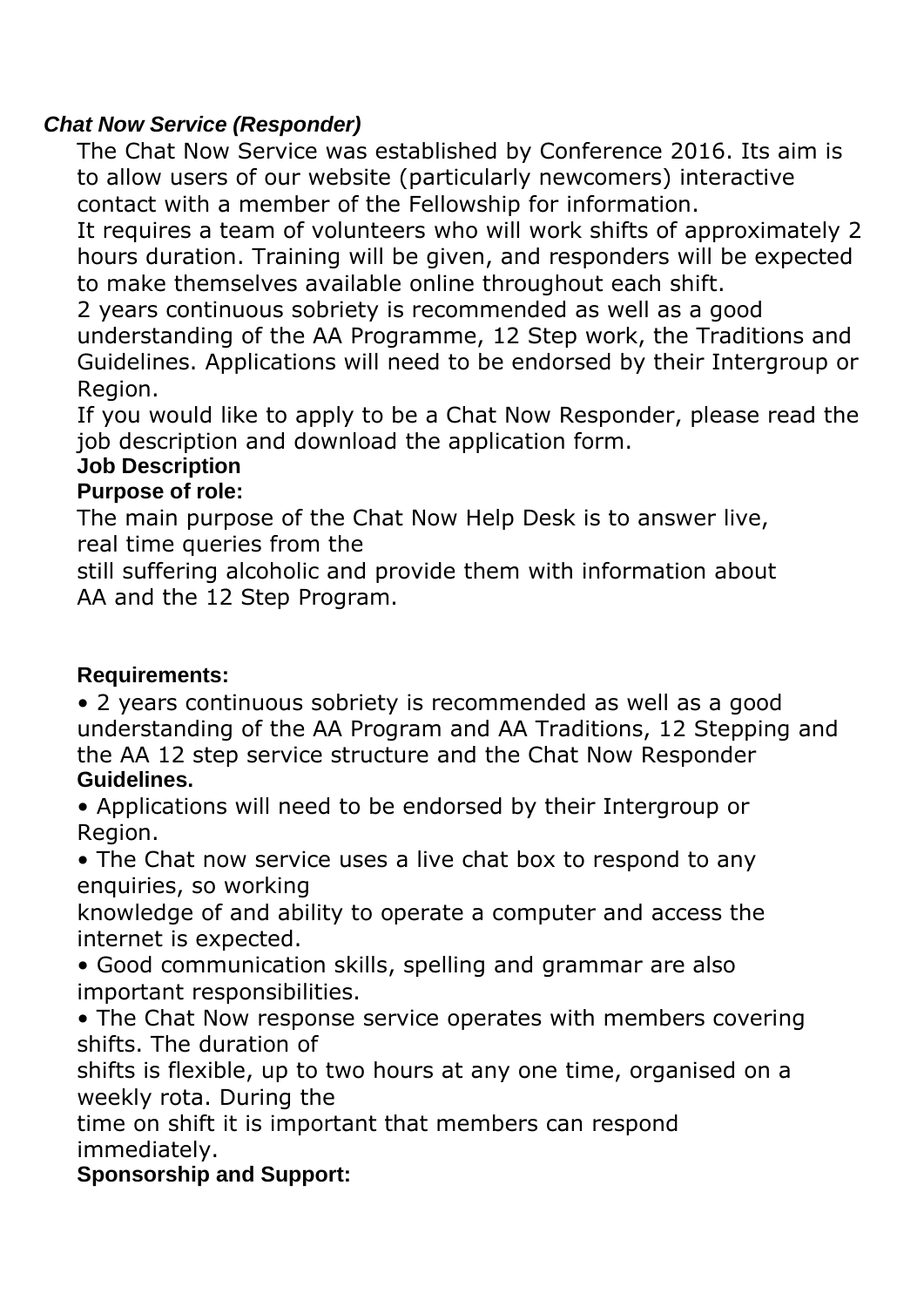***Chat Now Service (Responder)***

The Chat Now Service was established by Conference 2016. Its aim is to allow users of our website (particularly newcomers) interactive contact with a member of the Fellowship for information.

It requires a team of volunteers who will work shifts of approximately 2 hours duration. Training will be given, and responders will be expected to make themselves available online throughout each shift.

2 years continuous sobriety is recommended as well as a good understanding of the AA Programme, 12 Step work, the Traditions and Guidelines. Applications will need to be endorsed by their Intergroup or Region.

If you would like to apply to be a Chat Now Responder, please read the job description and download the application form.

**Job Description**

**Purpose of role:**

The main purpose of the Chat Now Help Desk is to answer live, real time queries from the still suffering alcoholic and provide them with information about AA and the 12 Step Program.

**Requirements:**

- 2 years continuous sobriety is recommended as well as a good understanding of the AA Program and AA Traditions, 12 Stepping and the AA 12 step service structure and the Chat Now Responder **Guidelines.**
- Applications will need to be endorsed by their Intergroup or Region.
- The Chat now service uses a live chat box to respond to any enquiries, so working knowledge of and ability to operate a computer and access the internet is expected.
- Good communication skills, spelling and grammar are also important responsibilities.
- The Chat Now response service operates with members covering shifts. The duration of shifts is flexible, up to two hours at any one time, organised on a weekly rota. During the time on shift it is important that members can respond immediately.

**Sponsorship and Support:**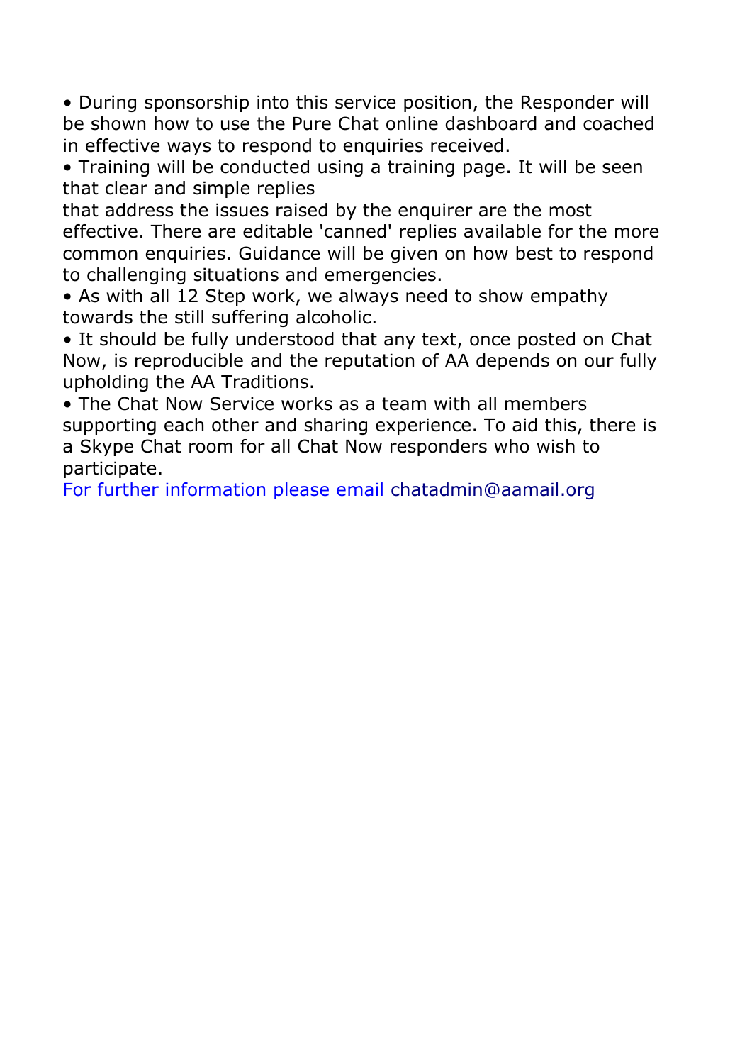- During sponsorship into this service position, the Responder will be shown how to use the Pure Chat online dashboard and coached in effective ways to respond to enquiries received.
- Training will be conducted using a training page. It will be seen that clear and simple replies that address the issues raised by the enquirer are the most effective. There are editable 'canned' replies available for the more common enquiries. Guidance will be given on how best to respond to challenging situations and emergencies.
- As with all 12 Step work, we always need to show empathy towards the still suffering alcoholic.
- It should be fully understood that any text, once posted on Chat Now, is reproducible and the reputation of AA depends on our fully upholding the AA Traditions.
- The Chat Now Service works as a team with all members supporting each other and sharing experience. To aid this, there is a Skype Chat room for all Chat Now responders who wish to participate.

For further information please email chatadmin@aamail.org